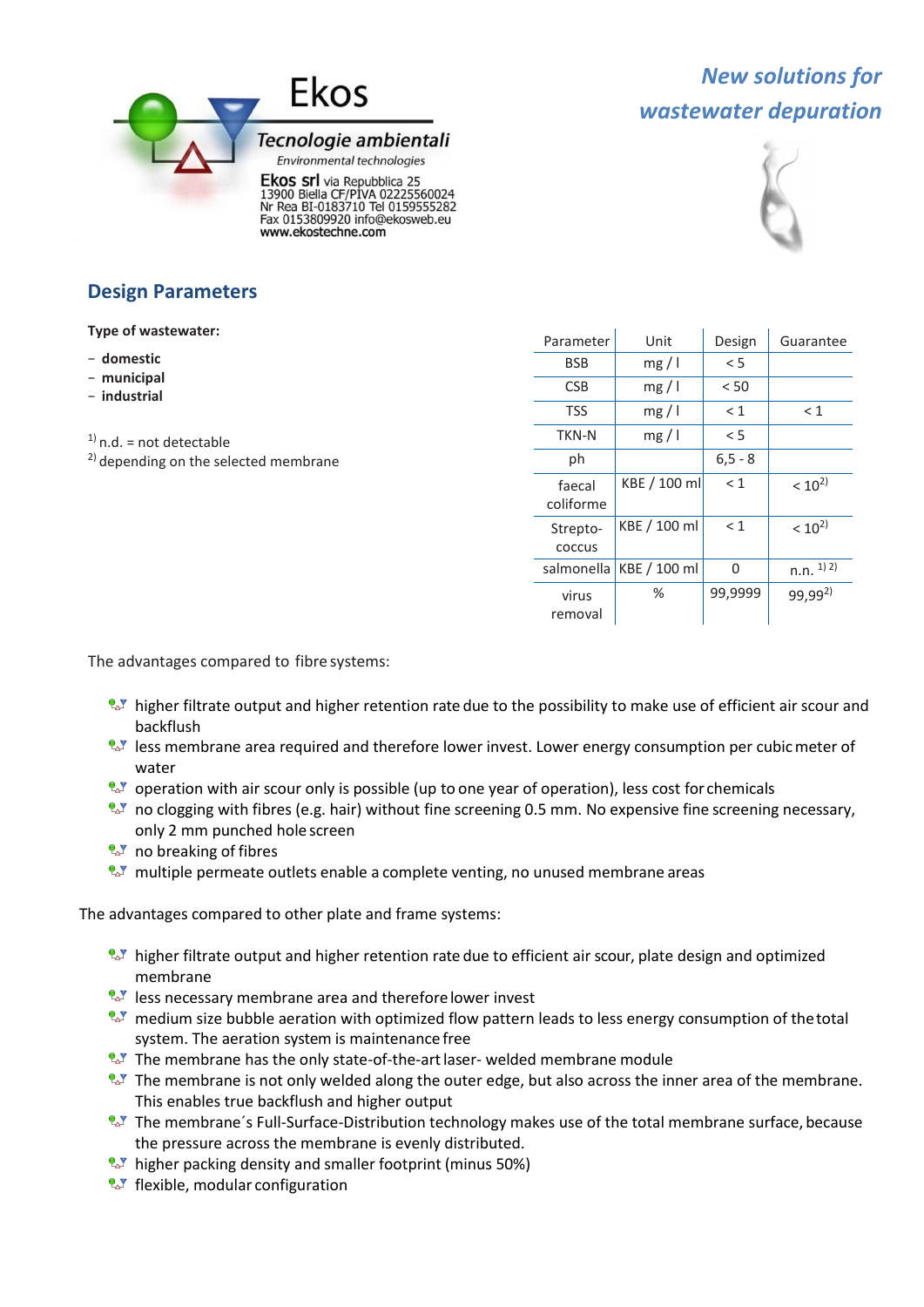Ekos

Tecnologie ambientali

*Environmental technologies*

**Ekos srl** via Repubblica 25
13900 Biella CF/PIVA 02225560024
Nr Rea BI-0183710 Tel 0159555282
Fax 0153809920 info@ekosweb.eu
www.ekostechne.com

*New solutions for wastewater depuration*

## Design Parameters

**Type of wastewater:**

- **domestic**
- **municipal**
- **industrial**

[1] n.d. = not detectable
[2] depending on the selected membrane

| Parameter | Unit | Design | Guarantee |
|---|---|---|---|
| BSB | mg / l | < 5 | |
| CSB | mg / l | < 50 | |
| TSS | mg / l | < 1 | < 1 |
| TKN-N | mg / l | < 5 | |
| ph | | 6,5 - 8 | |
| faecal coliforme | KBE / 100 ml | < 1 | $< 10^2$ [2] |
| Strepto-coccus | KBE / 100 ml | < 1 | $< 10^2$ [2] |
| salmonella | KBE / 100 ml | 0 | n.n. [1) 2)] |
| virus removal | % | 99,9999 | 99,99 [2] |

The advantages compared to fibre systems:

- higher filtrate output and higher retention rate due to the possibility to make use of efficient air scour and backflush
- less membrane area required and therefore lower invest. Lower energy consumption per cubic meter of water
- operation with air scour only is possible (up to one year of operation), less cost for chemicals
- no clogging with fibres (e.g. hair) without fine screening 0.5 mm. No expensive fine screening necessary, only 2 mm punched hole screen
- no breaking of fibres
- multiple permeate outlets enable a complete venting, no unused membrane areas

The advantages compared to other plate and frame systems:

- higher filtrate output and higher retention rate due to efficient air scour, plate design and optimized membrane
- less necessary membrane area and therefore lower invest
- medium size bubble aeration with optimized flow pattern leads to less energy consumption of the total system. The aeration system is maintenance free
- The membrane has the only state-of-the-art laser- welded membrane module
- The membrane is not only welded along the outer edge, but also across the inner area of the membrane. This enables true backflush and higher output
- The membrane´s Full-Surface-Distribution technology makes use of the total membrane surface, because the pressure across the membrane is evenly distributed.
- higher packing density and smaller footprint (minus 50%)
- flexible, modular configuration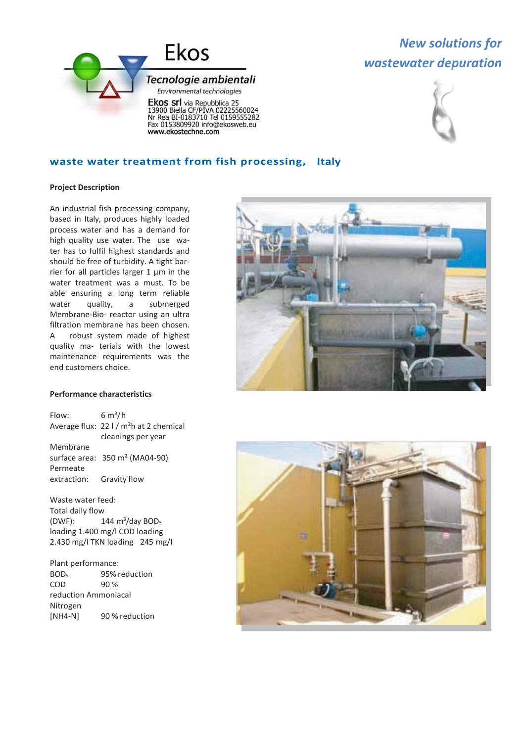Ekos

Tecnologie ambientali

Environmental technologies

**Ekos srl** via Repubblica 25
13900 Biella CF/PIVA 02225560024
Nr Rea BI-0183710 Tel 0159555282
Fax 0153809920 info@ekosweb.eu
www.ekostechne.com

*New solutions for wastewater depuration*

## waste water treatment from fish processing, Italy

### Project Description

An industrial fish processing company, based in Italy, produces highly loaded process water and has a demand for high quality use water. The use water has to fulfil highest standards and should be free of turbidity. A tight barrier for all particles larger 1 µm in the water treatment was a must. To be able ensuring a long term reliable water quality, a submerged Membrane-Bio- reactor using an ultra filtration membrane has been chosen. A robust system made of highest quality materials with the lowest maintenance requirements was the end customers choice.

### Performance characteristics

Flow: $6\ m^3/h$
Average flux: $22\ l / m^2h$ at 2 chemical cleanings per year
Membrane surface area: $350\ m^2$ (MA04-90)
Permeate extraction: Gravity flow

Waste water feed:
Total daily flow (DWF): $144\ m^3/day$ $BOD_5$ loading 1.400 mg/l COD loading 2.430 mg/l TKN loading 245 mg/l

Plant performance:
$BOD_5$ 95% reduction
COD 90 % reduction
Ammoniacal Nitrogen [NH4-N] 90 % reduction